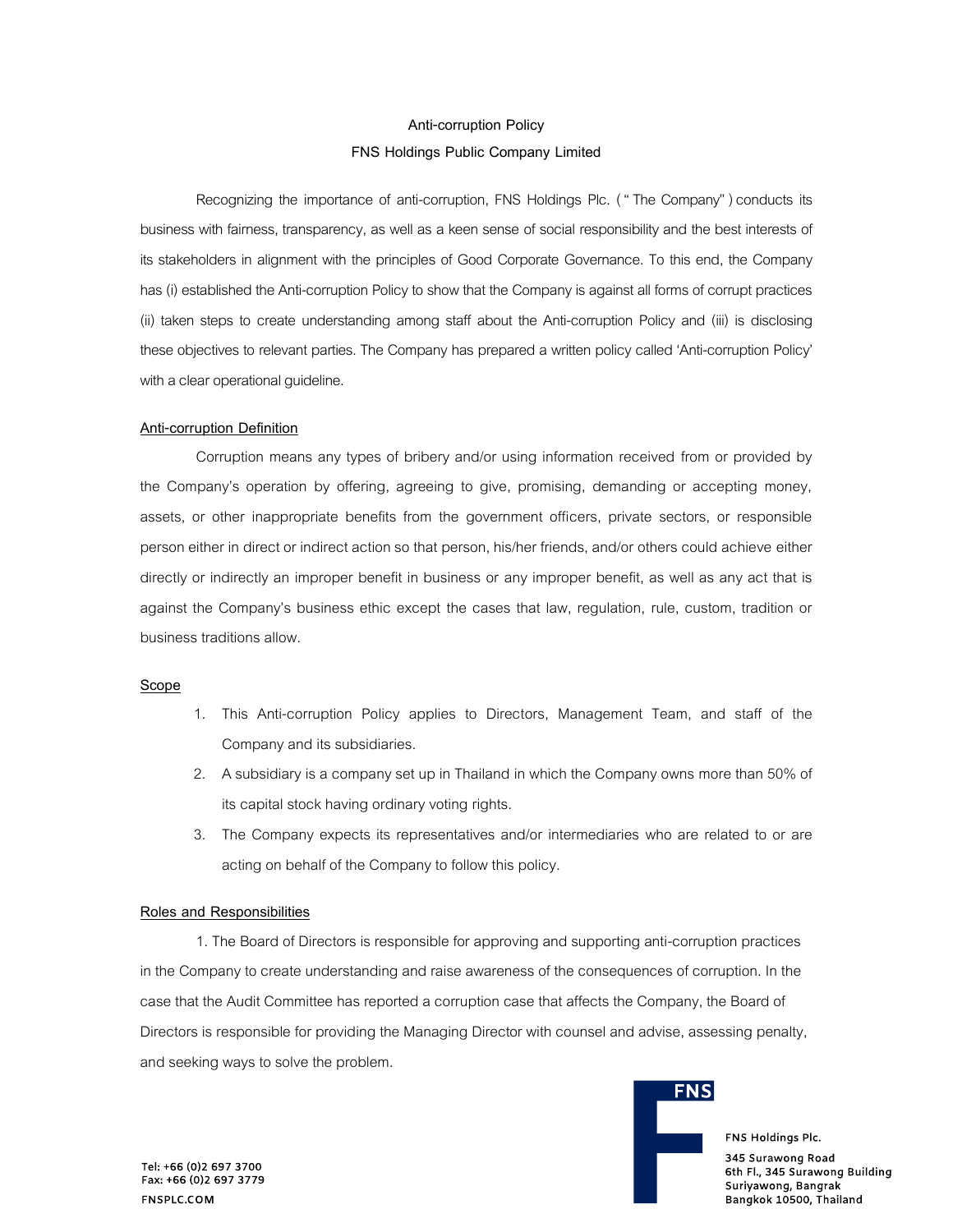# Anti-corruption Policy
# FNS Holdings Public Company Limited

Recognizing the importance of anti-corruption, FNS Holdings Plc. ("The Company") conducts its business with fairness, transparency, as well as a keen sense of social responsibility and the best interests of its stakeholders in alignment with the principles of Good Corporate Governance. To this end, the Company has (i) established the Anti-corruption Policy to show that the Company is against all forms of corrupt practices (ii) taken steps to create understanding among staff about the Anti-corruption Policy and (iii) is disclosing these objectives to relevant parties. The Company has prepared a written policy called 'Anti-corruption Policy' with a clear operational guideline.

## Anti-corruption Definition

Corruption means any types of bribery and/or using information received from or provided by the Company's operation by offering, agreeing to give, promising, demanding or accepting money, assets, or other inappropriate benefits from the government officers, private sectors, or responsible person either in direct or indirect action so that person, his/her friends, and/or others could achieve either directly or indirectly an improper benefit in business or any improper benefit, as well as any act that is against the Company's business ethic except the cases that law, regulation, rule, custom, tradition or business traditions allow.

## Scope

1. This Anti-corruption Policy applies to Directors, Management Team, and staff of the Company and its subsidiaries.
2. A subsidiary is a company set up in Thailand in which the Company owns more than 50% of its capital stock having ordinary voting rights.
3. The Company expects its representatives and/or intermediaries who are related to or are acting on behalf of the Company to follow this policy.

## Roles and Responsibilities

1. The Board of Directors is responsible for approving and supporting anti-corruption practices in the Company to create understanding and raise awareness of the consequences of corruption. In the case that the Audit Committee has reported a corruption case that affects the Company, the Board of Directors is responsible for providing the Managing Director with counsel and advise, assessing penalty, and seeking ways to solve the problem.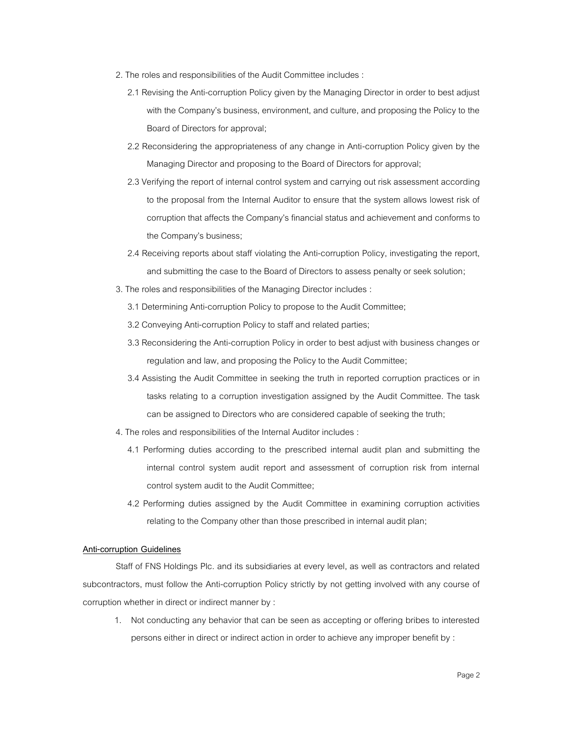2. The roles and responsibilities of the Audit Committee includes :
   - 2.1 Revising the Anti-corruption Policy given by the Managing Director in order to best adjust with the Company's business, environment, and culture, and proposing the Policy to the Board of Directors for approval;
   - 2.2 Reconsidering the appropriateness of any change in Anti-corruption Policy given by the Managing Director and proposing to the Board of Directors for approval;
   - 2.3 Verifying the report of internal control system and carrying out risk assessment according to the proposal from the Internal Auditor to ensure that the system allows lowest risk of corruption that affects the Company's financial status and achievement and conforms to the Company's business;
   - 2.4 Receiving reports about staff violating the Anti-corruption Policy, investigating the report, and submitting the case to the Board of Directors to assess penalty or seek solution;
3. The roles and responsibilities of the Managing Director includes :
   - 3.1 Determining Anti-corruption Policy to propose to the Audit Committee;
   - 3.2 Conveying Anti-corruption Policy to staff and related parties;
   - 3.3 Reconsidering the Anti-corruption Policy in order to best adjust with business changes or regulation and law, and proposing the Policy to the Audit Committee;
   - 3.4 Assisting the Audit Committee in seeking the truth in reported corruption practices or in tasks relating to a corruption investigation assigned by the Audit Committee. The task can be assigned to Directors who are considered capable of seeking the truth;
4. The roles and responsibilities of the Internal Auditor includes :
   - 4.1 Performing duties according to the prescribed internal audit plan and submitting the internal control system audit report and assessment of corruption risk from internal control system audit to the Audit Committee;
   - 4.2 Performing duties assigned by the Audit Committee in examining corruption activities relating to the Company other than those prescribed in internal audit plan;

**Anti-corruption Guidelines**

Staff of FNS Holdings Plc. and its subsidiaries at every level, as well as contractors and related subcontractors, must follow the Anti-corruption Policy strictly by not getting involved with any course of corruption whether in direct or indirect manner by :

1. Not conducting any behavior that can be seen as accepting or offering bribes to interested persons either in direct or indirect action in order to achieve any improper benefit by :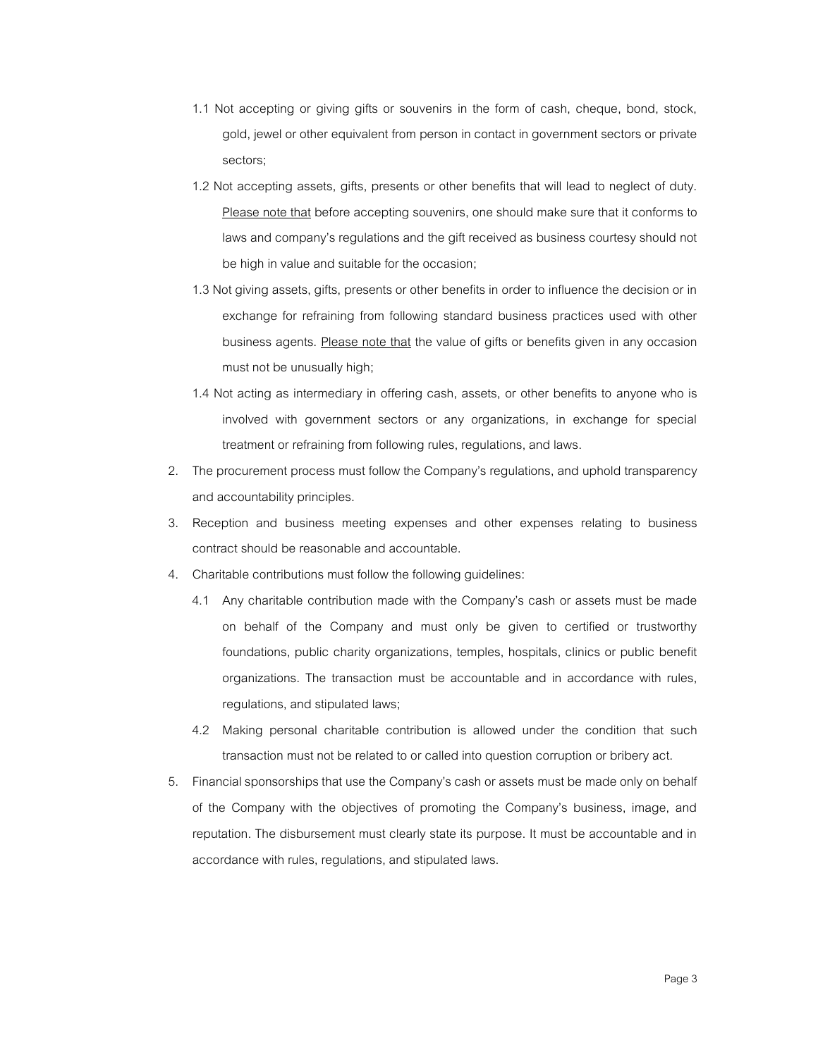1.1 Not accepting or giving gifts or souvenirs in the form of cash, cheque, bond, stock, gold, jewel or other equivalent from person in contact in government sectors or private sectors;

1.2 Not accepting assets, gifts, presents or other benefits that will lead to neglect of duty. Please note that before accepting souvenirs, one should make sure that it conforms to laws and company's regulations and the gift received as business courtesy should not be high in value and suitable for the occasion;

1.3 Not giving assets, gifts, presents or other benefits in order to influence the decision or in exchange for refraining from following standard business practices used with other business agents. Please note that the value of gifts or benefits given in any occasion must not be unusually high;

1.4 Not acting as intermediary in offering cash, assets, or other benefits to anyone who is involved with government sectors or any organizations, in exchange for special treatment or refraining from following rules, regulations, and laws.

2. The procurement process must follow the Company's regulations, and uphold transparency and accountability principles.
3. Reception and business meeting expenses and other expenses relating to business contract should be reasonable and accountable.
4. Charitable contributions must follow the following guidelines:

   4.1 Any charitable contribution made with the Company's cash or assets must be made on behalf of the Company and must only be given to certified or trustworthy foundations, public charity organizations, temples, hospitals, clinics or public benefit organizations. The transaction must be accountable and in accordance with rules, regulations, and stipulated laws;

   4.2 Making personal charitable contribution is allowed under the condition that such transaction must not be related to or called into question corruption or bribery act.

5. Financial sponsorships that use the Company's cash or assets must be made only on behalf of the Company with the objectives of promoting the Company's business, image, and reputation. The disbursement must clearly state its purpose. It must be accountable and in accordance with rules, regulations, and stipulated laws.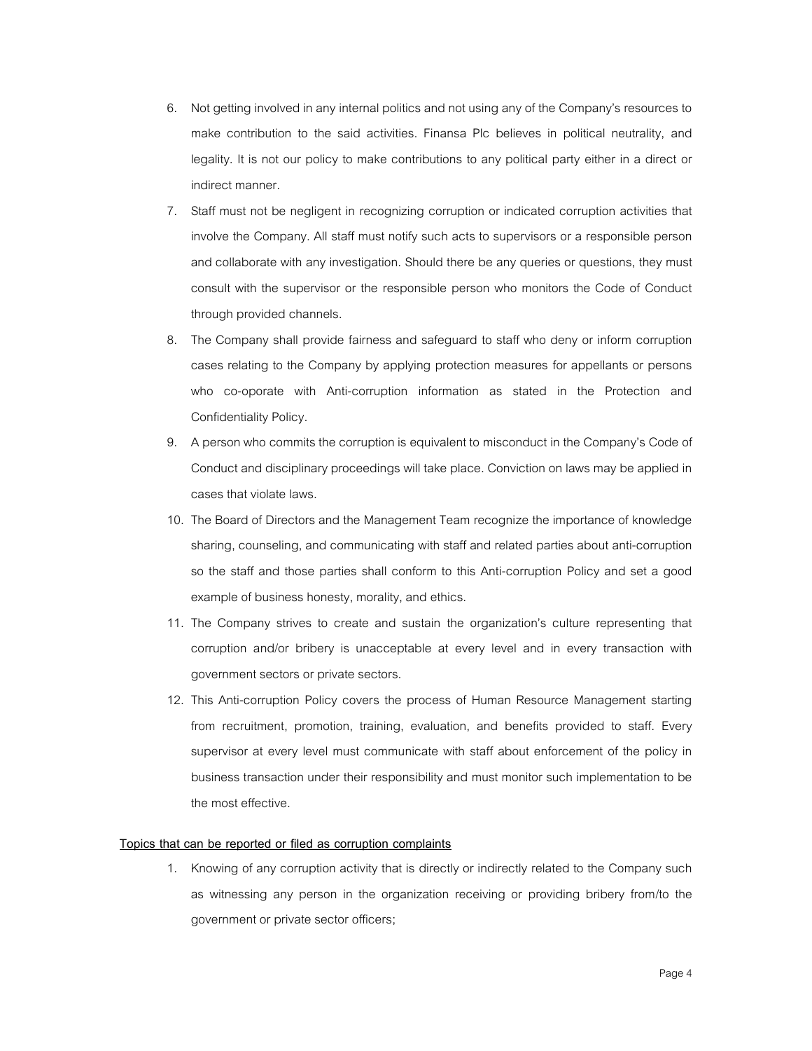6. Not getting involved in any internal politics and not using any of the Company's resources to make contribution to the said activities. Finansa Plc believes in political neutrality, and legality. It is not our policy to make contributions to any political party either in a direct or indirect manner.
7. Staff must not be negligent in recognizing corruption or indicated corruption activities that involve the Company. All staff must notify such acts to supervisors or a responsible person and collaborate with any investigation. Should there be any queries or questions, they must consult with the supervisor or the responsible person who monitors the Code of Conduct through provided channels.
8. The Company shall provide fairness and safeguard to staff who deny or inform corruption cases relating to the Company by applying protection measures for appellants or persons who co-oporate with Anti-corruption information as stated in the Protection and Confidentiality Policy.
9. A person who commits the corruption is equivalent to misconduct in the Company's Code of Conduct and disciplinary proceedings will take place. Conviction on laws may be applied in cases that violate laws.
10. The Board of Directors and the Management Team recognize the importance of knowledge sharing, counseling, and communicating with staff and related parties about anti-corruption so the staff and those parties shall conform to this Anti-corruption Policy and set a good example of business honesty, morality, and ethics.
11. The Company strives to create and sustain the organization's culture representing that corruption and/or bribery is unacceptable at every level and in every transaction with government sectors or private sectors.
12. This Anti-corruption Policy covers the process of Human Resource Management starting from recruitment, promotion, training, evaluation, and benefits provided to staff. Every supervisor at every level must communicate with staff about enforcement of the policy in business transaction under their responsibility and must monitor such implementation to be the most effective.

**Topics that can be reported or filed as corruption complaints**

1. Knowing of any corruption activity that is directly or indirectly related to the Company such as witnessing any person in the organization receiving or providing bribery from/to the government or private sector officers;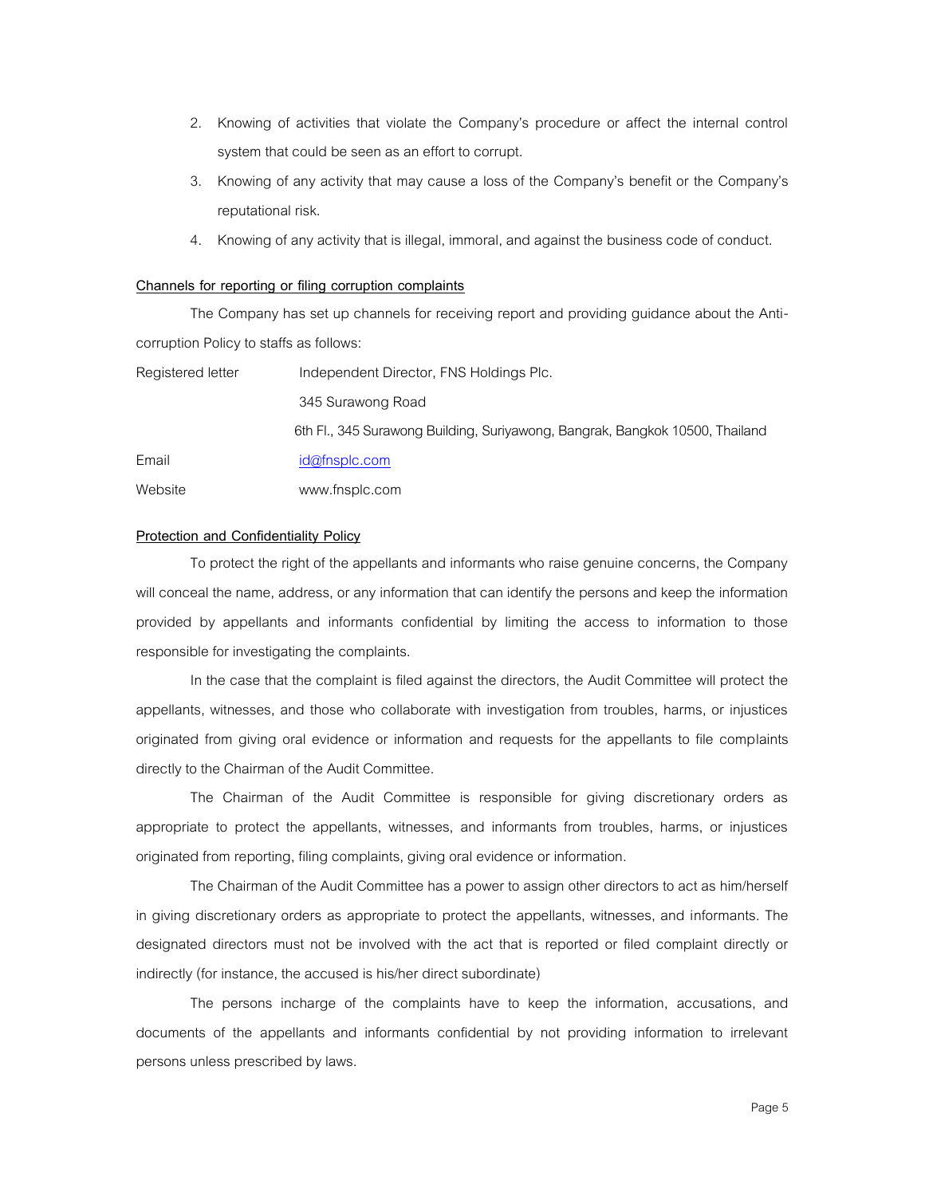2. Knowing of activities that violate the Company's procedure or affect the internal control system that could be seen as an effort to corrupt.
3. Knowing of any activity that may cause a loss of the Company's benefit or the Company's reputational risk.
4. Knowing of any activity that is illegal, immoral, and against the business code of conduct.

**Channels for reporting or filing corruption complaints**

The Company has set up channels for receiving report and providing guidance about the Anti-corruption Policy to staffs as follows:

| | |
|---|---|
| Registered letter | Independent Director, FNS Holdings Plc. |
| | 345 Surawong Road |
| | 6th Fl., 345 Surawong Building, Suriyawong, Bangrak, Bangkok 10500, Thailand |
| Email | id@fnsplc.com |
| Website | www.fnsplc.com |

**Protection and Confidentiality Policy**

To protect the right of the appellants and informants who raise genuine concerns, the Company will conceal the name, address, or any information that can identify the persons and keep the information provided by appellants and informants confidential by limiting the access to information to those responsible for investigating the complaints.

In the case that the complaint is filed against the directors, the Audit Committee will protect the appellants, witnesses, and those who collaborate with investigation from troubles, harms, or injustices originated from giving oral evidence or information and requests for the appellants to file complaints directly to the Chairman of the Audit Committee.

The Chairman of the Audit Committee is responsible for giving discretionary orders as appropriate to protect the appellants, witnesses, and informants from troubles, harms, or injustices originated from reporting, filing complaints, giving oral evidence or information.

The Chairman of the Audit Committee has a power to assign other directors to act as him/herself in giving discretionary orders as appropriate to protect the appellants, witnesses, and informants. The designated directors must not be involved with the act that is reported or filed complaint directly or indirectly (for instance, the accused is his/her direct subordinate)

The persons incharge of the complaints have to keep the information, accusations, and documents of the appellants and informants confidential by not providing information to irrelevant persons unless prescribed by laws.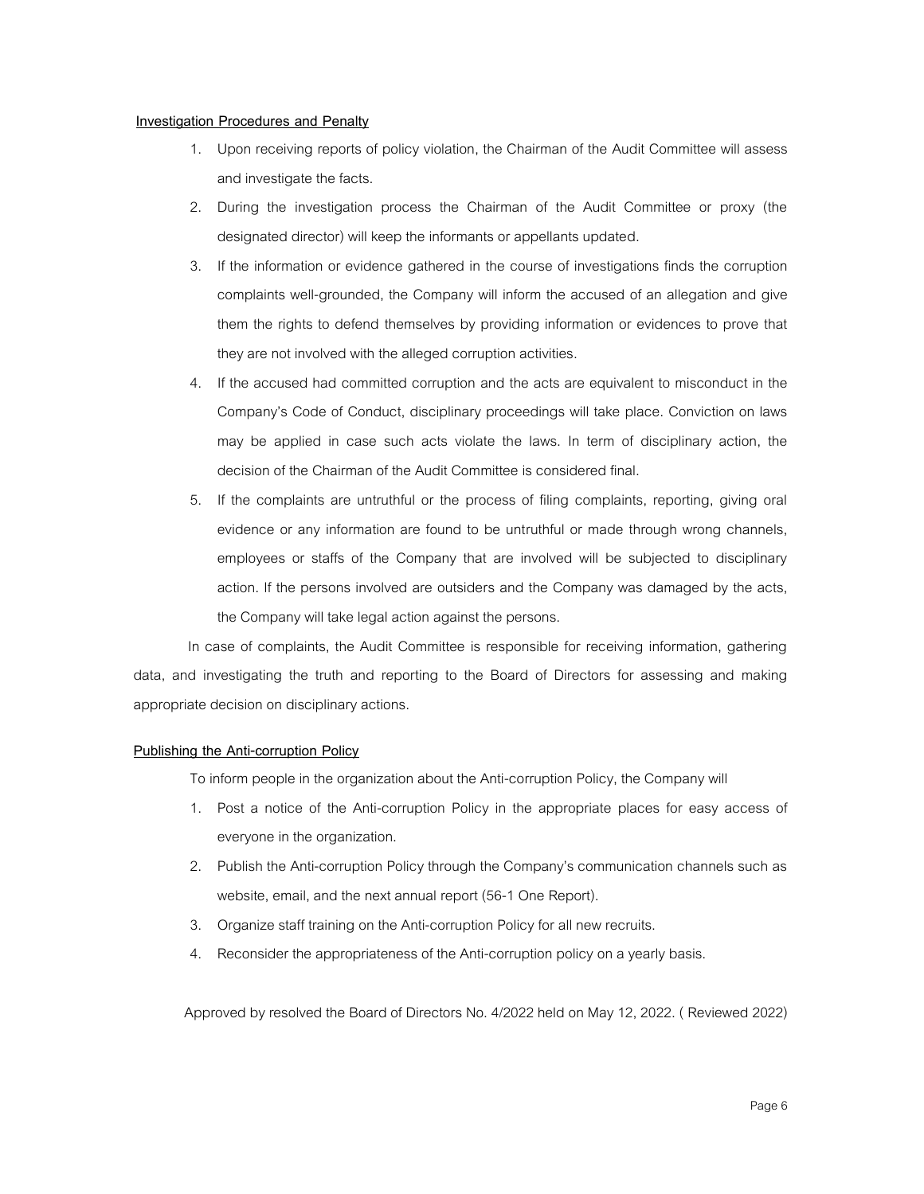**Investigation Procedures and Penalty**

1. Upon receiving reports of policy violation, the Chairman of the Audit Committee will assess and investigate the facts.
2. During the investigation process the Chairman of the Audit Committee or proxy (the designated director) will keep the informants or appellants updated.
3. If the information or evidence gathered in the course of investigations finds the corruption complaints well-grounded, the Company will inform the accused of an allegation and give them the rights to defend themselves by providing information or evidences to prove that they are not involved with the alleged corruption activities.
4. If the accused had committed corruption and the acts are equivalent to misconduct in the Company's Code of Conduct, disciplinary proceedings will take place. Conviction on laws may be applied in case such acts violate the laws. In term of disciplinary action, the decision of the Chairman of the Audit Committee is considered final.
5. If the complaints are untruthful or the process of filing complaints, reporting, giving oral evidence or any information are found to be untruthful or made through wrong channels, employees or staffs of the Company that are involved will be subjected to disciplinary action. If the persons involved are outsiders and the Company was damaged by the acts, the Company will take legal action against the persons.

In case of complaints, the Audit Committee is responsible for receiving information, gathering data, and investigating the truth and reporting to the Board of Directors for assessing and making appropriate decision on disciplinary actions.

**Publishing the Anti-corruption Policy**

To inform people in the organization about the Anti-corruption Policy, the Company will

1. Post a notice of the Anti-corruption Policy in the appropriate places for easy access of everyone in the organization.
2. Publish the Anti-corruption Policy through the Company's communication channels such as website, email, and the next annual report (56-1 One Report).
3. Organize staff training on the Anti-corruption Policy for all new recruits.
4. Reconsider the appropriateness of the Anti-corruption policy on a yearly basis.

Approved by resolved the Board of Directors No. 4/2022 held on May 12, 2022. ( Reviewed 2022)